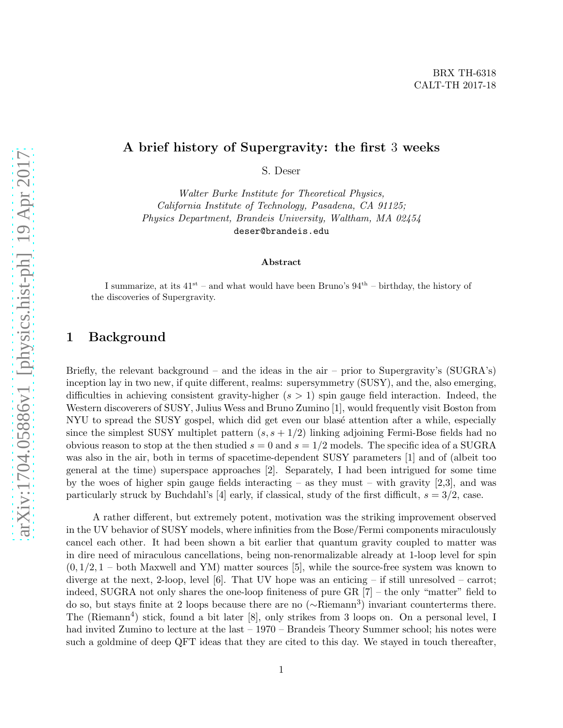BRX TH-6318
CALT-TH 2017-18

# A brief history of Supergravity: the first 3 weeks

S. Deser

*Walter Burke Institute for Theoretical Physics,*
*California Institute of Technology, Pasadena, CA 91125;*
*Physics Department, Brandeis University, Waltham, MA 02454*
deser@brandeis.edu

### Abstract

I summarize, at its 41st – and what would have been Bruno's 94th – birthday, the history of the discoveries of Supergravity.

## 1 Background

Briefly, the relevant background – and the ideas in the air – prior to Supergravity's (SUGRA's) inception lay in two new, if quite different, realms: supersymmetry (SUSY), and the, also emerging, difficulties in achieving consistent gravity-higher ($s > 1$) spin gauge field interaction. Indeed, the Western discoverers of SUSY, Julius Wess and Bruno Zumino [1], would frequently visit Boston from NYU to spread the SUSY gospel, which did get even our blasé attention after a while, especially since the simplest SUSY multiplet pattern $(s, s + 1/2)$ linking adjoining Fermi-Bose fields had no obvious reason to stop at the then studied $s = 0$ and $s = 1/2$ models. The specific idea of a SUGRA was also in the air, both in terms of spacetime-dependent SUSY parameters [1] and of (albeit too general at the time) superspace approaches [2]. Separately, I had been intrigued for some time by the woes of higher spin gauge fields interacting – as they must – with gravity [2,3], and was particularly struck by Buchdahl's [4] early, if classical, study of the first difficult, $s = 3/2$, case.

A rather different, but extremely potent, motivation was the striking improvement observed in the UV behavior of SUSY models, where infinities from the Bose/Fermi components miraculously cancel each other. It had been shown a bit earlier that quantum gravity coupled to matter was in dire need of miraculous cancellations, being non-renormalizable already at 1-loop level for spin $(0, 1/2, 1$ – both Maxwell and YM) matter sources [5], while the source-free system was known to diverge at the next, 2-loop, level [6]. That UV hope was an enticing – if still unresolved – carrot; indeed, SUGRA not only shares the one-loop finiteness of pure GR [7] – the only "matter" field to do so, but stays finite at 2 loops because there are no ($\sim$Riemann$^3$) invariant counterterms there. The (Riemann$^4$) stick, found a bit later [8], only strikes from 3 loops on. On a personal level, I had invited Zumino to lecture at the last – 1970 – Brandeis Theory Summer school; his notes were such a goldmine of deep QFT ideas that they are cited to this day. We stayed in touch thereafter,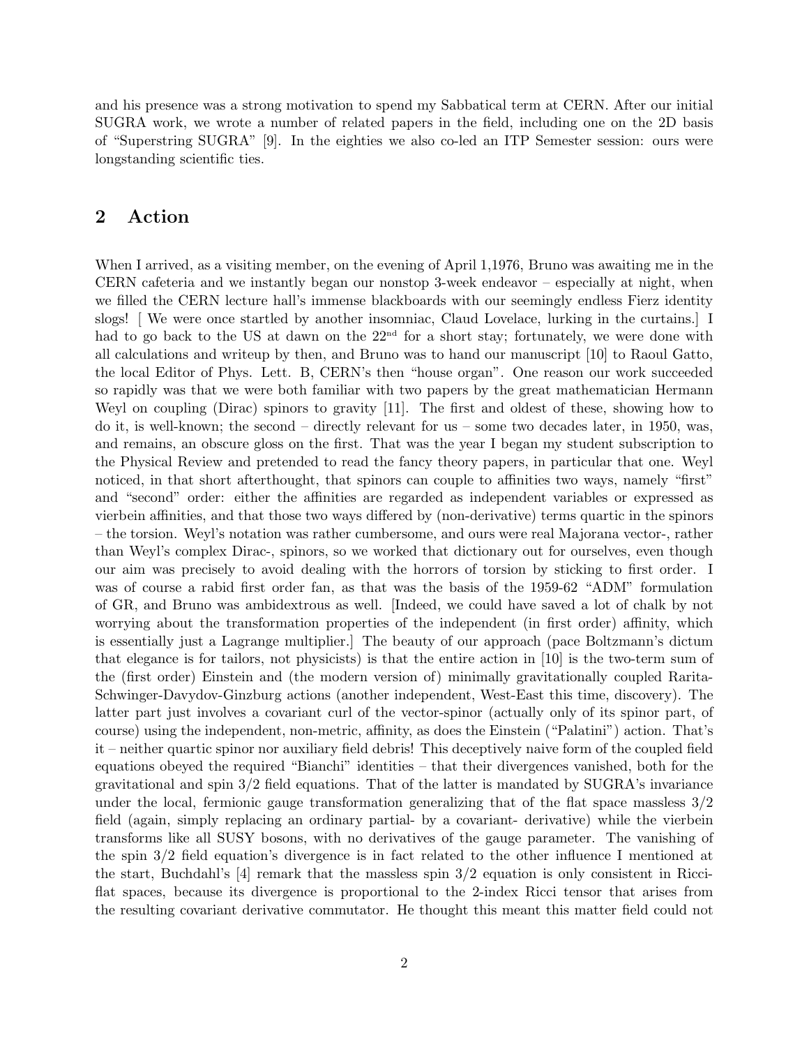and his presence was a strong motivation to spend my Sabbatical term at CERN. After our initial SUGRA work, we wrote a number of related papers in the field, including one on the 2D basis of "Superstring SUGRA" [9]. In the eighties we also co-led an ITP Semester session: ours were longstanding scientific ties.

## 2 Action

When I arrived, as a visiting member, on the evening of April 1,1976, Bruno was awaiting me in the CERN cafeteria and we instantly began our nonstop 3-week endeavor – especially at night, when we filled the CERN lecture hall's immense blackboards with our seemingly endless Fierz identity slogs! [ We were once startled by another insomniac, Claud Lovelace, lurking in the curtains.] I had to go back to the US at dawn on the $22^{nd}$ for a short stay; fortunately, we were done with all calculations and writeup by then, and Bruno was to hand our manuscript [10] to Raoul Gatto, the local Editor of Phys. Lett. B, CERN's then "house organ". One reason our work succeeded so rapidly was that we were both familiar with two papers by the great mathematician Hermann Weyl on coupling (Dirac) spinors to gravity [11]. The first and oldest of these, showing how to do it, is well-known; the second – directly relevant for us – some two decades later, in 1950, was, and remains, an obscure gloss on the first. That was the year I began my student subscription to the Physical Review and pretended to read the fancy theory papers, in particular that one. Weyl noticed, in that short afterthought, that spinors can couple to affinities two ways, namely "first" and "second" order: either the affinities are regarded as independent variables or expressed as vierbein affinities, and that those two ways differed by (non-derivative) terms quartic in the spinors – the torsion. Weyl's notation was rather cumbersome, and ours were real Majorana vector-, rather than Weyl's complex Dirac-, spinors, so we worked that dictionary out for ourselves, even though our aim was precisely to avoid dealing with the horrors of torsion by sticking to first order. I was of course a rabid first order fan, as that was the basis of the 1959-62 "ADM" formulation of GR, and Bruno was ambidextrous as well. [Indeed, we could have saved a lot of chalk by not worrying about the transformation properties of the independent (in first order) affinity, which is essentially just a Lagrange multiplier.] The beauty of our approach (pace Boltzmann's dictum that elegance is for tailors, not physicists) is that the entire action in [10] is the two-term sum of the (first order) Einstein and (the modern version of) minimally gravitationally coupled Rarita-Schwinger-Davydov-Ginzburg actions (another independent, West-East this time, discovery). The latter part just involves a covariant curl of the vector-spinor (actually only of its spinor part, of course) using the independent, non-metric, affinity, as does the Einstein ("Palatini") action. That's it – neither quartic spinor nor auxiliary field debris! This deceptively naive form of the coupled field equations obeyed the required "Bianchi" identities – that their divergences vanished, both for the gravitational and spin 3/2 field equations. That of the latter is mandated by SUGRA's invariance under the local, fermionic gauge transformation generalizing that of the flat space massless 3/2 field (again, simply replacing an ordinary partial- by a covariant- derivative) while the vierbein transforms like all SUSY bosons, with no derivatives of the gauge parameter. The vanishing of the spin 3/2 field equation's divergence is in fact related to the other influence I mentioned at the start, Buchdahl's [4] remark that the massless spin 3/2 equation is only consistent in Ricci-flat spaces, because its divergence is proportional to the 2-index Ricci tensor that arises from the resulting covariant derivative commutator. He thought this meant this matter field could not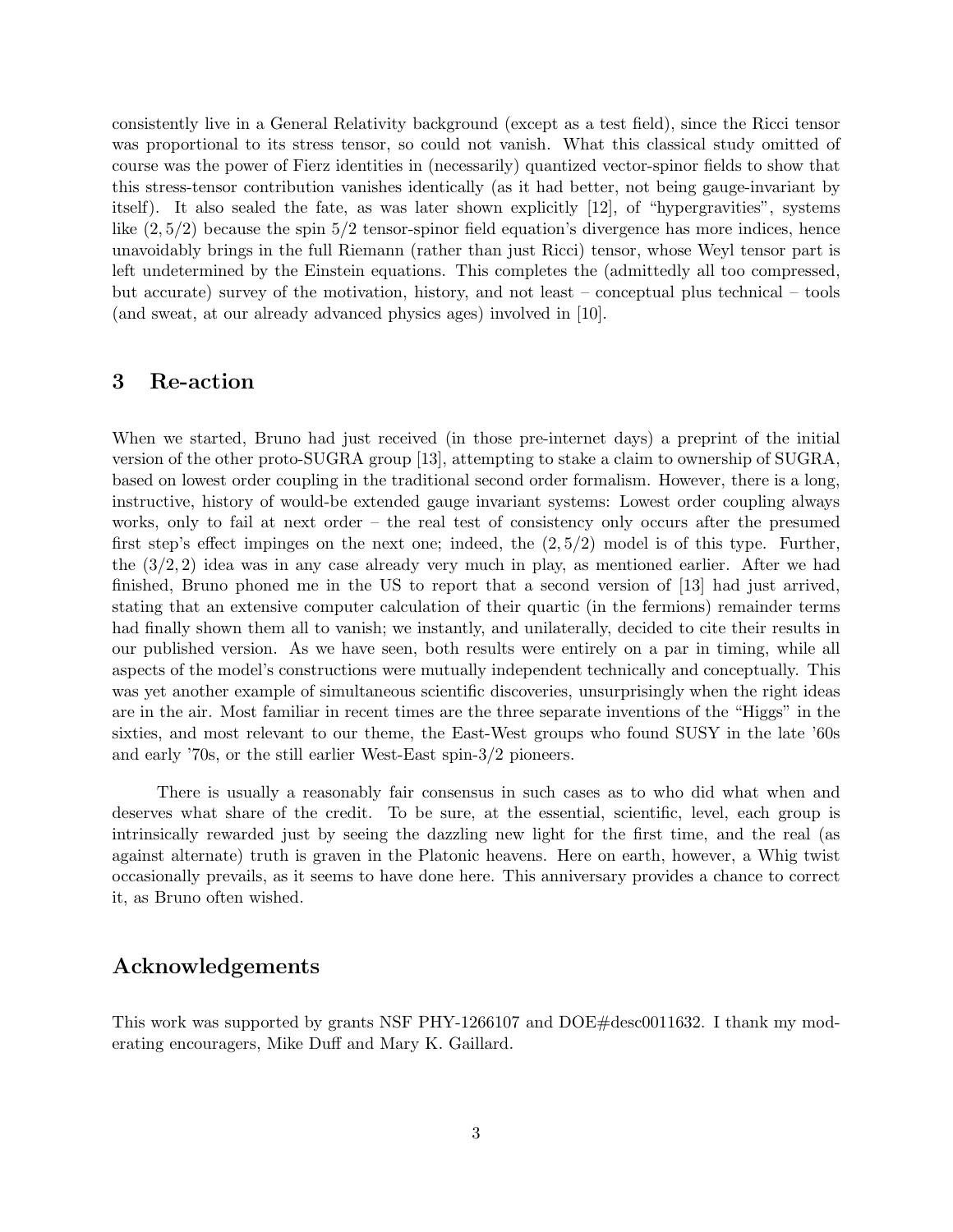consistently live in a General Relativity background (except as a test field), since the Ricci tensor was proportional to its stress tensor, so could not vanish. What this classical study omitted of course was the power of Fierz identities in (necessarily) quantized vector-spinor fields to show that this stress-tensor contribution vanishes identically (as it had better, not being gauge-invariant by itself). It also sealed the fate, as was later shown explicitly [12], of "hypergravities", systems like $(2, 5/2)$ because the spin $5/2$ tensor-spinor field equation's divergence has more indices, hence unavoidably brings in the full Riemann (rather than just Ricci) tensor, whose Weyl tensor part is left undetermined by the Einstein equations. This completes the (admittedly all too compressed, but accurate) survey of the motivation, history, and not least – conceptual plus technical – tools (and sweat, at our already advanced physics ages) involved in [10].

## 3 Re-action

When we started, Bruno had just received (in those pre-internet days) a preprint of the initial version of the other proto-SUGRA group [13], attempting to stake a claim to ownership of SUGRA, based on lowest order coupling in the traditional second order formalism. However, there is a long, instructive, history of would-be extended gauge invariant systems: Lowest order coupling always works, only to fail at next order – the real test of consistency only occurs after the presumed first step's effect impinges on the next one; indeed, the $(2, 5/2)$ model is of this type. Further, the $(3/2, 2)$ idea was in any case already very much in play, as mentioned earlier. After we had finished, Bruno phoned me in the US to report that a second version of [13] had just arrived, stating that an extensive computer calculation of their quartic (in the fermions) remainder terms had finally shown them all to vanish; we instantly, and unilaterally, decided to cite their results in our published version. As we have seen, both results were entirely on a par in timing, while all aspects of the model's constructions were mutually independent technically and conceptually. This was yet another example of simultaneous scientific discoveries, unsurprisingly when the right ideas are in the air. Most familiar in recent times are the three separate inventions of the "Higgs" in the sixties, and most relevant to our theme, the East-West groups who found SUSY in the late '60s and early '70s, or the still earlier West-East spin-3/2 pioneers.

There is usually a reasonably fair consensus in such cases as to who did what when and deserves what share of the credit. To be sure, at the essential, scientific, level, each group is intrinsically rewarded just by seeing the dazzling new light for the first time, and the real (as against alternate) truth is graven in the Platonic heavens. Here on earth, however, a Whig twist occasionally prevails, as it seems to have done here. This anniversary provides a chance to correct it, as Bruno often wished.

## Acknowledgements

This work was supported by grants NSF PHY-1266107 and DOE#desc0011632. I thank my moderating encouragers, Mike Duff and Mary K. Gaillard.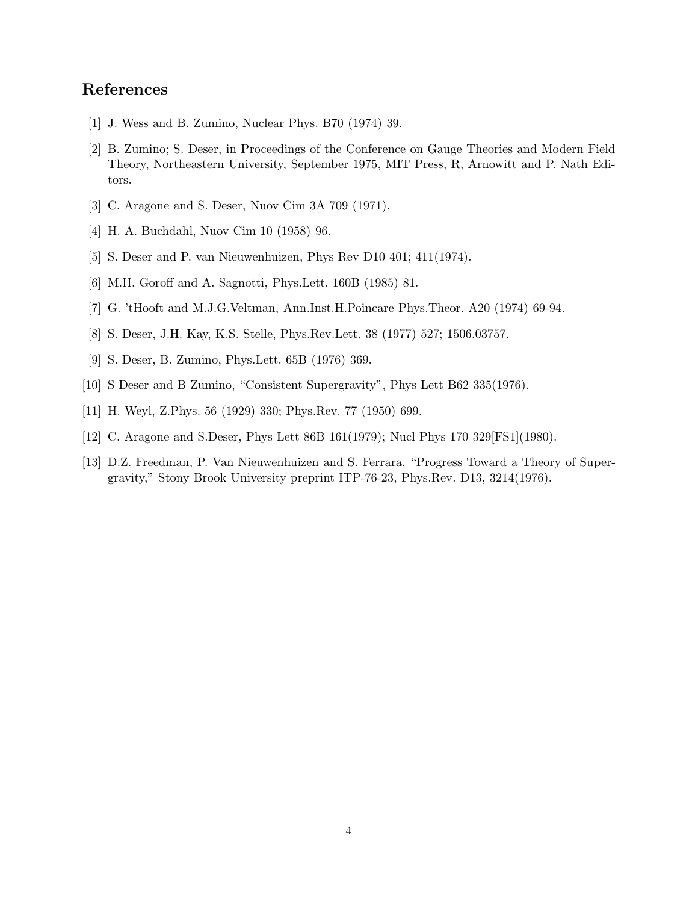## References

[1] J. Wess and B. Zumino, Nuclear Phys. B70 (1974) 39.

[2] B. Zumino; S. Deser, in Proceedings of the Conference on Gauge Theories and Modern Field Theory, Northeastern University, September 1975, MIT Press, R, Arnowitt and P. Nath Editors.

[3] C. Aragone and S. Deser, Nuov Cim 3A 709 (1971).

[4] H. A. Buchdahl, Nuov Cim 10 (1958) 96.

[5] S. Deser and P. van Nieuwenhuizen, Phys Rev D10 401; 411(1974).

[6] M.H. Goroff and A. Sagnotti, Phys.Lett. 160B (1985) 81.

[7] G. 'tHooft and M.J.G.Veltman, Ann.Inst.H.Poincare Phys.Theor. A20 (1974) 69-94.

[8] S. Deser, J.H. Kay, K.S. Stelle, Phys.Rev.Lett. 38 (1977) 527; 1506.03757.

[9] S. Deser, B. Zumino, Phys.Lett. 65B (1976) 369.

[10] S Deser and B Zumino, "Consistent Supergravity", Phys Lett B62 335(1976).

[11] H. Weyl, Z.Phys. 56 (1929) 330; Phys.Rev. 77 (1950) 699.

[12] C. Aragone and S.Deser, Phys Lett 86B 161(1979); Nucl Phys 170 329[FS1](1980).

[13] D.Z. Freedman, P. Van Nieuwenhuizen and S. Ferrara, "Progress Toward a Theory of Supergravity," Stony Brook University preprint ITP-76-23, Phys.Rev. D13, 3214(1976).